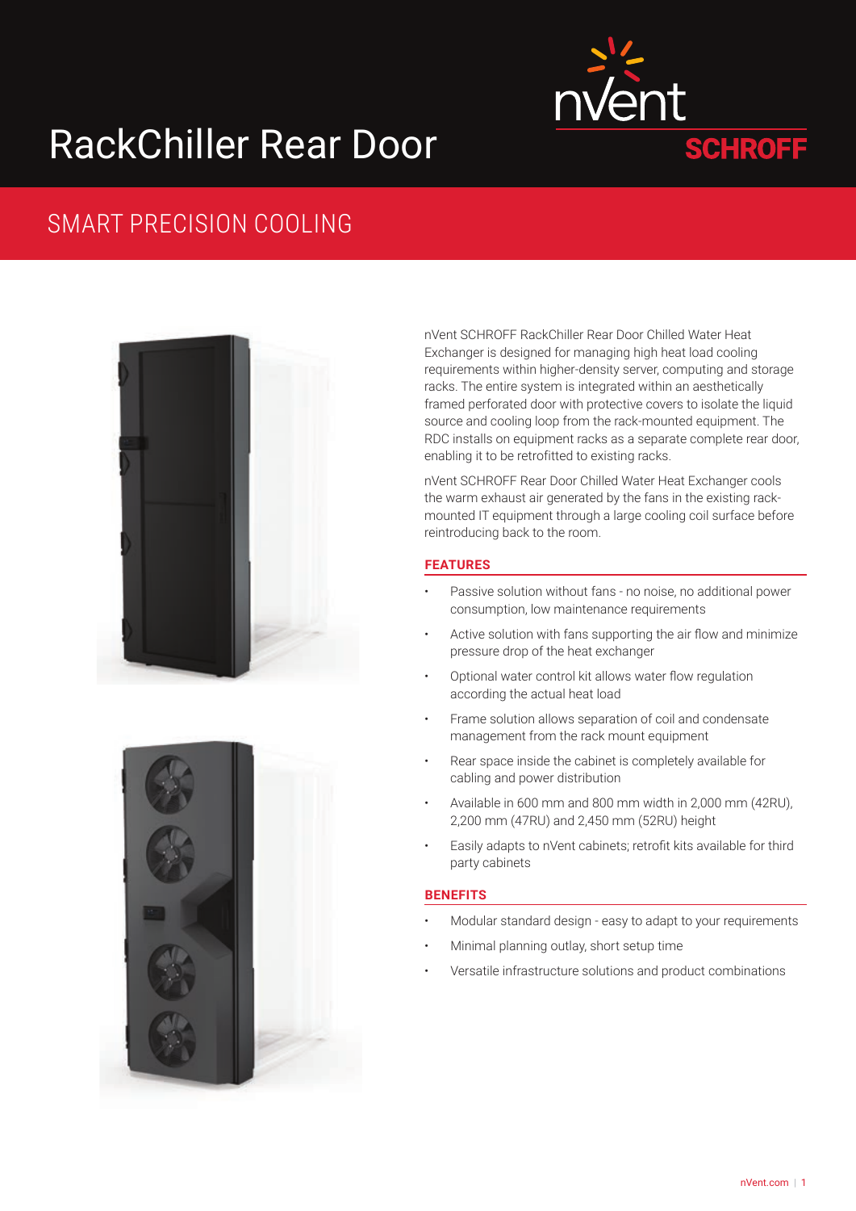# RackChiller Rear Door

nVent SCHROFF

## SMART PRECISION COOLING

nVent SCHROFF RackChiller Rear Door Chilled Water Heat Exchanger is designed for managing high heat load cooling requirements within higher-density server, computing and storage racks. The entire system is integrated within an aesthetically framed perforated door with protective covers to isolate the liquid source and cooling loop from the rack-mounted equipment. The RDC installs on equipment racks as a separate complete rear door, enabling it to be retrofitted to existing racks.

nVent SCHROFF Rear Door Chilled Water Heat Exchanger cools the warm exhaust air generated by the fans in the existing rack-mounted IT equipment through a large cooling coil surface before reintroducing back to the room.

### FEATURES

- Passive solution without fans - no noise, no additional power consumption, low maintenance requirements
- Active solution with fans supporting the air flow and minimize pressure drop of the heat exchanger
- Optional water control kit allows water flow regulation according the actual heat load
- Frame solution allows separation of coil and condensate management from the rack mount equipment
- Rear space inside the cabinet is completely available for cabling and power distribution
- Available in 600 mm and 800 mm width in 2,000 mm (42RU), 2,200 mm (47RU) and 2,450 mm (52RU) height
- Easily adapts to nVent cabinets; retrofit kits available for third party cabinets

### BENEFITS

- Modular standard design - easy to adapt to your requirements
- Minimal planning outlay, short setup time
- Versatile infrastructure solutions and product combinations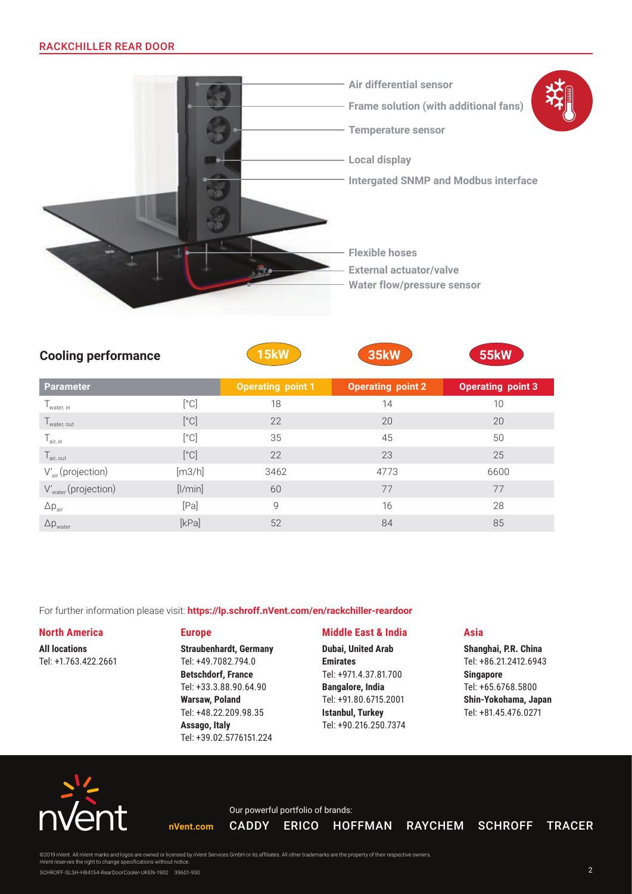## RACKCHILLER REAR DOOR

Air differential sensor
Frame solution (with additional fans)
Temperature sensor
Local display
Intergated SNMP and Modbus interface
Flexible hoses
External actuator/valve
Water flow/pressure sensor

## Cooling performance

| Parameter | | Operating point 1 (15kW) | Operating point 2 (35kW) | Operating point 3 (55kW) |
|---|---|---|---|---|
| $T_{water, in}$ | [°C] | 18 | 14 | 10 |
| $T_{water, out}$ | [°C] | 22 | 20 | 20 |
| $T_{air, in}$ | [°C] | 35 | 45 | 50 |
| $T_{air, out}$ | [°C] | 22 | 23 | 25 |
| $V'_{air}$ (projection) | [m3/h] | 3462 | 4773 | 6600 |
| $V'_{water}$ (projection) | [l/min] | 60 | 77 | 77 |
| $\Delta p_{air}$ | [Pa] | 9 | 16 | 28 |
| $\Delta p_{water}$ | [kPa] | 52 | 84 | 85 |

For further information please visit: **https://lp.schroff.nVent.com/en/rackchiller-reardoor**

**North America**

**All locations**
Tel: +1.763.422.2661

**Europe**

**Straubenhardt, Germany**
Tel: +49.7082.794.0
**Betschdorf, France**
Tel: +33.3.88.90.64.90
**Warsaw, Poland**
Tel: +48.22.209.98.35
**Assago, Italy**
Tel: +39.02.5776151.224

**Middle East & India**

**Dubai, United Arab Emirates**
Tel: +971.4.37.81.700
**Bangalore, India**
Tel: +91.80.6715.2001
**Istanbul, Turkey**
Tel: +90.216.250.7374

**Asia**

**Shanghai, P.R. China**
Tel: +86.21.2412.6943
**Singapore**
Tel: +65.6768.5800
**Shin-Yokohama, Japan**
Tel: +81.45.476.0271

nVent

Our powerful portfolio of brands:

**nVent.com** CADDY ERICO HOFFMAN RAYCHEM SCHROFF TRACER

©2019 nVent. All nVent marks and logos are owned or licensed by nVent Services GmbH or its affiliates. All other trademarks are the property of their respective owners.
nVent reserves the right to change specifications without notice.

SCHROFF-SLSH-H84154-RearDoorCooler-UKEN-1902 39601-930